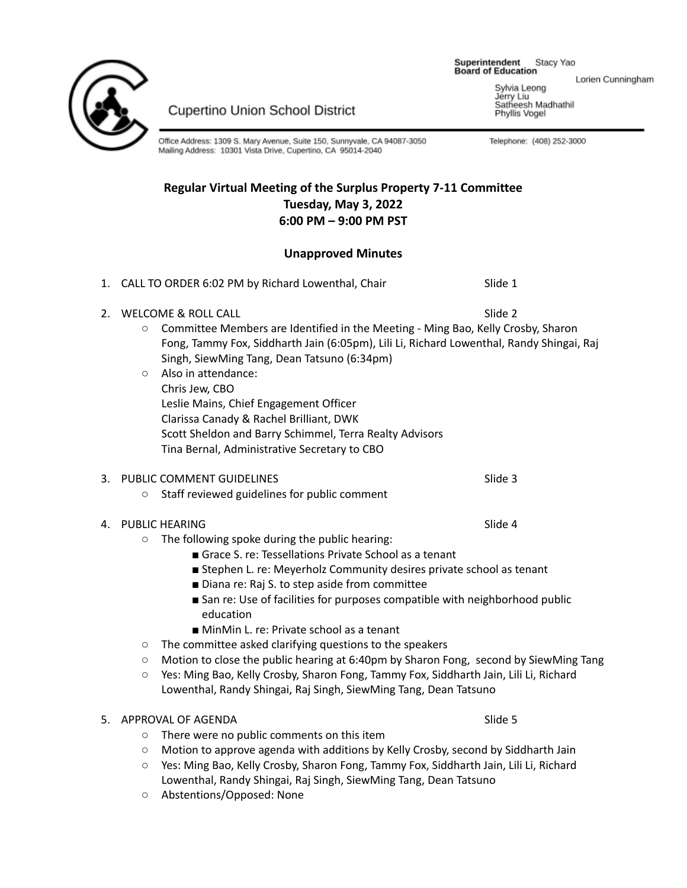Cupertino Union School District

**Superintendent** Stacy Yao
**Board of Education**
Lorien Cunningham
Sylvia Leong
Jerry Liu
Satheesh Madhathil
Phyllis Vogel

Office Address: 1309 S. Mary Avenue, Suite 150, Sunnyvale, CA 94087-3050
Mailing Address: 10301 Vista Drive, Cupertino, CA 95014-2040

Telephone: (408) 252-3000

**Regular Virtual Meeting of the Surplus Property 7-11 Committee**
**Tuesday, May 3, 2022**
**6:00 PM – 9:00 PM PST**

**Unapproved Minutes**

1. CALL TO ORDER 6:02 PM by Richard Lowenthal, Chair — Slide 1

2. WELCOME & ROLL CALL — Slide 2
   - Committee Members are Identified in the Meeting - Ming Bao, Kelly Crosby, Sharon Fong, Tammy Fox, Siddharth Jain (6:05pm), Lili Li, Richard Lowenthal, Randy Shingai, Raj Singh, SiewMing Tang, Dean Tatsuno (6:34pm)
   - Also in attendance:
     Chris Jew, CBO
     Leslie Mains, Chief Engagement Officer
     Clarissa Canady & Rachel Brilliant, DWK
     Scott Sheldon and Barry Schimmel, Terra Realty Advisors
     Tina Bernal, Administrative Secretary to CBO

3. PUBLIC COMMENT GUIDELINES — Slide 3
   - Staff reviewed guidelines for public comment

4. PUBLIC HEARING — Slide 4
   - The following spoke during the public hearing:
     - Grace S. re: Tessellations Private School as a tenant
     - Stephen L. re: Meyerholz Community desires private school as tenant
     - Diana re: Raj S. to step aside from committee
     - San re: Use of facilities for purposes compatible with neighborhood public education
     - MinMin L. re: Private school as a tenant
   - The committee asked clarifying questions to the speakers
   - Motion to close the public hearing at 6:40pm by Sharon Fong, second by SiewMing Tang
   - Yes: Ming Bao, Kelly Crosby, Sharon Fong, Tammy Fox, Siddharth Jain, Lili Li, Richard Lowenthal, Randy Shingai, Raj Singh, SiewMing Tang, Dean Tatsuno

5. APPROVAL OF AGENDA — Slide 5
   - There were no public comments on this item
   - Motion to approve agenda with additions by Kelly Crosby, second by Siddharth Jain
   - Yes: Ming Bao, Kelly Crosby, Sharon Fong, Tammy Fox, Siddharth Jain, Lili Li, Richard Lowenthal, Randy Shingai, Raj Singh, SiewMing Tang, Dean Tatsuno
   - Abstentions/Opposed: None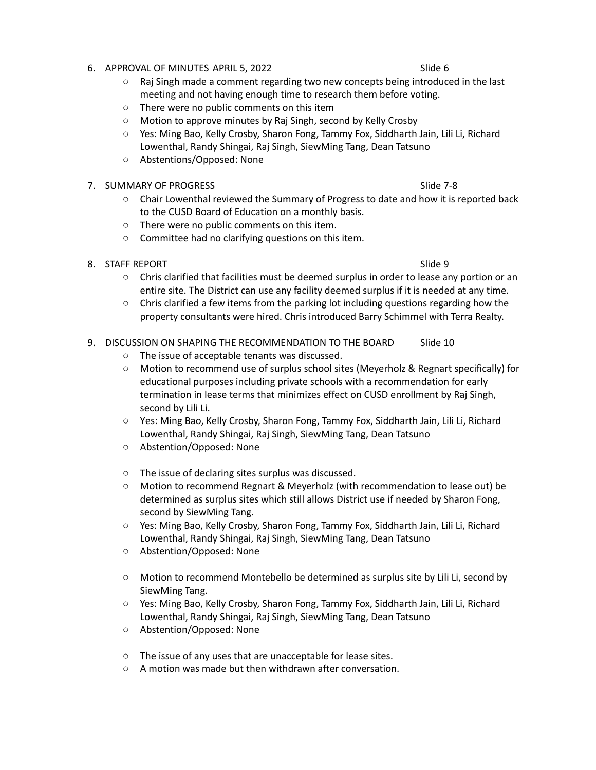6. APPROVAL OF MINUTES APRIL 5, 2022 Slide 6
   - Raj Singh made a comment regarding two new concepts being introduced in the last meeting and not having enough time to research them before voting.
   - There were no public comments on this item
   - Motion to approve minutes by Raj Singh, second by Kelly Crosby
   - Yes: Ming Bao, Kelly Crosby, Sharon Fong, Tammy Fox, Siddharth Jain, Lili Li, Richard Lowenthal, Randy Shingai, Raj Singh, SiewMing Tang, Dean Tatsuno
   - Abstentions/Opposed: None

7. SUMMARY OF PROGRESS Slide 7-8
   - Chair Lowenthal reviewed the Summary of Progress to date and how it is reported back to the CUSD Board of Education on a monthly basis.
   - There were no public comments on this item.
   - Committee had no clarifying questions on this item.

8. STAFF REPORT Slide 9
   - Chris clarified that facilities must be deemed surplus in order to lease any portion or an entire site. The District can use any facility deemed surplus if it is needed at any time.
   - Chris clarified a few items from the parking lot including questions regarding how the property consultants were hired. Chris introduced Barry Schimmel with Terra Realty.

9. DISCUSSION ON SHAPING THE RECOMMENDATION TO THE BOARD Slide 10
   - The issue of acceptable tenants was discussed.
   - Motion to recommend use of surplus school sites (Meyerholz & Regnart specifically) for educational purposes including private schools with a recommendation for early termination in lease terms that minimizes effect on CUSD enrollment by Raj Singh, second by Lili Li.
   - Yes: Ming Bao, Kelly Crosby, Sharon Fong, Tammy Fox, Siddharth Jain, Lili Li, Richard Lowenthal, Randy Shingai, Raj Singh, SiewMing Tang, Dean Tatsuno
   - Abstention/Opposed: None

   - The issue of declaring sites surplus was discussed.
   - Motion to recommend Regnart & Meyerholz (with recommendation to lease out) be determined as surplus sites which still allows District use if needed by Sharon Fong, second by SiewMing Tang.
   - Yes: Ming Bao, Kelly Crosby, Sharon Fong, Tammy Fox, Siddharth Jain, Lili Li, Richard Lowenthal, Randy Shingai, Raj Singh, SiewMing Tang, Dean Tatsuno
   - Abstention/Opposed: None

   - Motion to recommend Montebello be determined as surplus site by Lili Li, second by SiewMing Tang.
   - Yes: Ming Bao, Kelly Crosby, Sharon Fong, Tammy Fox, Siddharth Jain, Lili Li, Richard Lowenthal, Randy Shingai, Raj Singh, SiewMing Tang, Dean Tatsuno
   - Abstention/Opposed: None

   - The issue of any uses that are unacceptable for lease sites.
   - A motion was made but then withdrawn after conversation.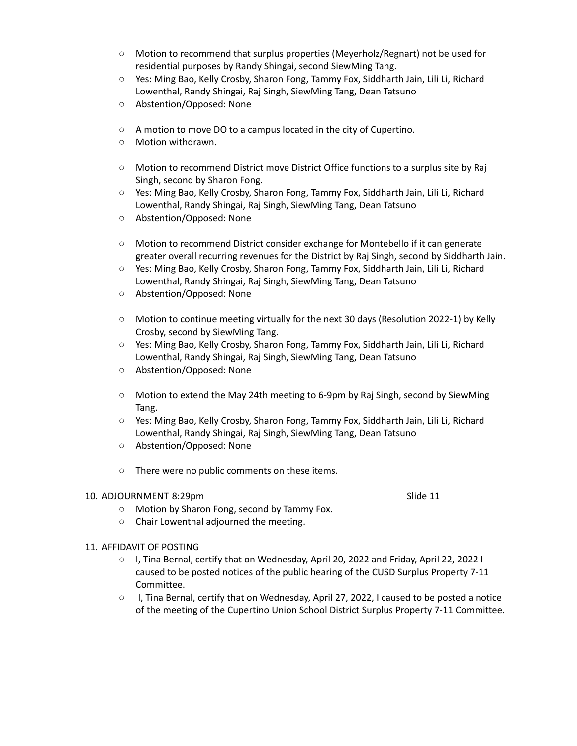- Motion to recommend that surplus properties (Meyerholz/Regnart) not be used for residential purposes by Randy Shingai, second SiewMing Tang.
- Yes: Ming Bao, Kelly Crosby, Sharon Fong, Tammy Fox, Siddharth Jain, Lili Li, Richard Lowenthal, Randy Shingai, Raj Singh, SiewMing Tang, Dean Tatsuno
- Abstention/Opposed: None

- A motion to move DO to a campus located in the city of Cupertino.
- Motion withdrawn.

- Motion to recommend District move District Office functions to a surplus site by Raj Singh, second by Sharon Fong.
- Yes: Ming Bao, Kelly Crosby, Sharon Fong, Tammy Fox, Siddharth Jain, Lili Li, Richard Lowenthal, Randy Shingai, Raj Singh, SiewMing Tang, Dean Tatsuno
- Abstention/Opposed: None

- Motion to recommend District consider exchange for Montebello if it can generate greater overall recurring revenues for the District by Raj Singh, second by Siddharth Jain.
- Yes: Ming Bao, Kelly Crosby, Sharon Fong, Tammy Fox, Siddharth Jain, Lili Li, Richard Lowenthal, Randy Shingai, Raj Singh, SiewMing Tang, Dean Tatsuno
- Abstention/Opposed: None

- Motion to continue meeting virtually for the next 30 days (Resolution 2022-1) by Kelly Crosby, second by SiewMing Tang.
- Yes: Ming Bao, Kelly Crosby, Sharon Fong, Tammy Fox, Siddharth Jain, Lili Li, Richard Lowenthal, Randy Shingai, Raj Singh, SiewMing Tang, Dean Tatsuno
- Abstention/Opposed: None

- Motion to extend the May 24th meeting to 6-9pm by Raj Singh, second by SiewMing Tang.
- Yes: Ming Bao, Kelly Crosby, Sharon Fong, Tammy Fox, Siddharth Jain, Lili Li, Richard Lowenthal, Randy Shingai, Raj Singh, SiewMing Tang, Dean Tatsuno
- Abstention/Opposed: None

- There were no public comments on these items.

10. ADJOURNMENT 8:29pm — Slide 11
    - Motion by Sharon Fong, second by Tammy Fox.
    - Chair Lowenthal adjourned the meeting.

11. AFFIDAVIT OF POSTING
    - I, Tina Bernal, certify that on Wednesday, April 20, 2022 and Friday, April 22, 2022 I caused to be posted notices of the public hearing of the CUSD Surplus Property 7-11 Committee.
    - I, Tina Bernal, certify that on Wednesday, April 27, 2022, I caused to be posted a notice of the meeting of the Cupertino Union School District Surplus Property 7-11 Committee.